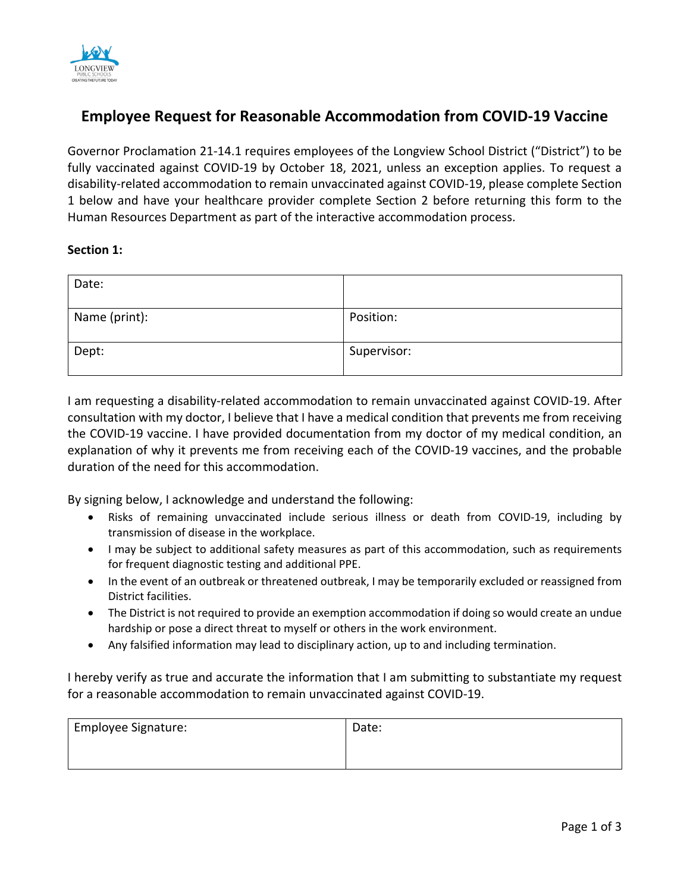# Employee Request for Reasonable Accommodation from COVID-19 Vaccine

Governor Proclamation 21-14.1 requires employees of the Longview School District ("District") to be fully vaccinated against COVID-19 by October 18, 2021, unless an exception applies. To request a disability-related accommodation to remain unvaccinated against COVID-19, please complete Section 1 below and have your healthcare provider complete Section 2 before returning this form to the Human Resources Department as part of the interactive accommodation process.

**Section 1:**

| Date: | |
|---|---|
| Name (print): | Position: |
| Dept: | Supervisor: |

I am requesting a disability-related accommodation to remain unvaccinated against COVID-19. After consultation with my doctor, I believe that I have a medical condition that prevents me from receiving the COVID-19 vaccine. I have provided documentation from my doctor of my medical condition, an explanation of why it prevents me from receiving each of the COVID-19 vaccines, and the probable duration of the need for this accommodation.

By signing below, I acknowledge and understand the following:

- Risks of remaining unvaccinated include serious illness or death from COVID-19, including by transmission of disease in the workplace.
- I may be subject to additional safety measures as part of this accommodation, such as requirements for frequent diagnostic testing and additional PPE.
- In the event of an outbreak or threatened outbreak, I may be temporarily excluded or reassigned from District facilities.
- The District is not required to provide an exemption accommodation if doing so would create an undue hardship or pose a direct threat to myself or others in the work environment.
- Any falsified information may lead to disciplinary action, up to and including termination.

I hereby verify as true and accurate the information that I am submitting to substantiate my request for a reasonable accommodation to remain unvaccinated against COVID-19.

| Employee Signature: | Date: |
|---|---|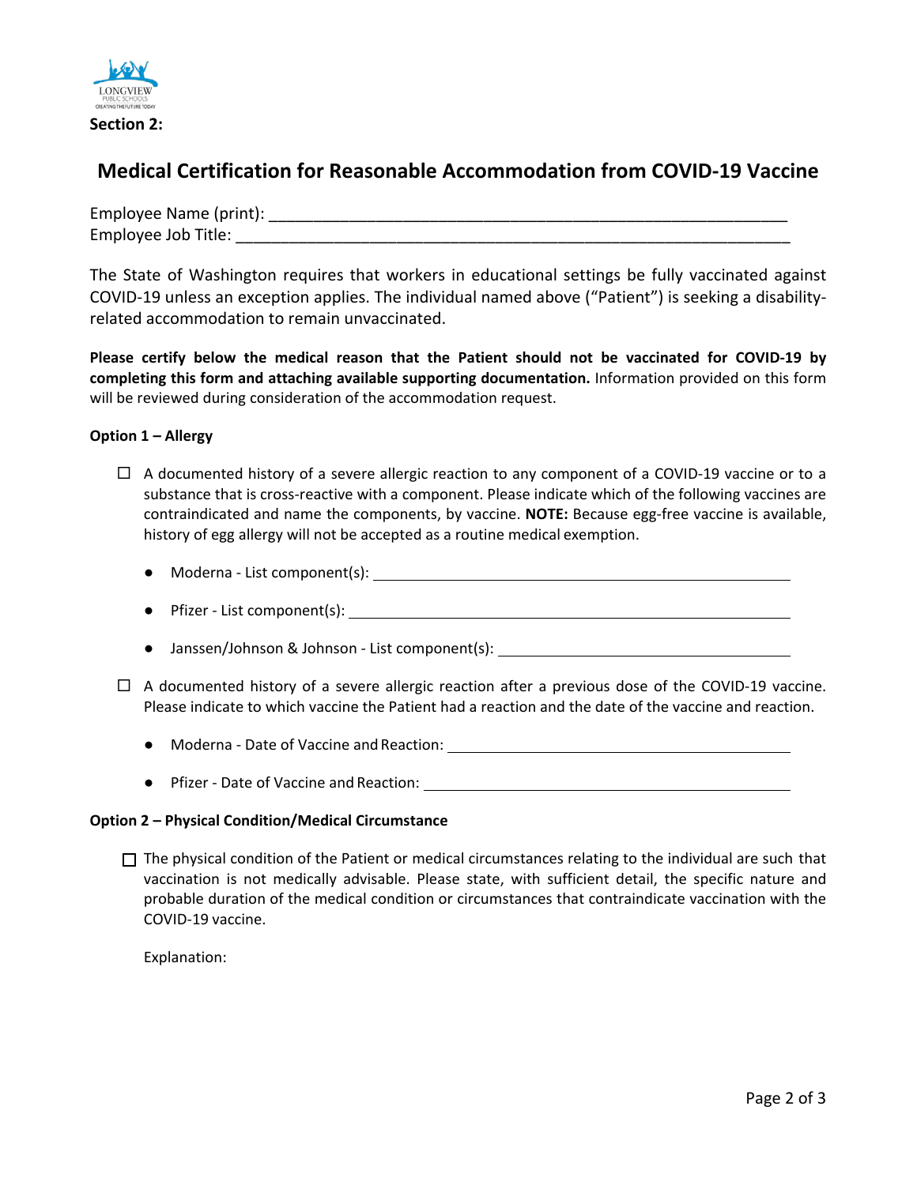LONGVIEW PUBLIC SCHOOLS
CREATING THE FUTURE TODAY

**Section 2:**

## Medical Certification for Reasonable Accommodation from COVID-19 Vaccine

Employee Name (print): ____________________________________________________________

Employee Job Title: ________________________________________________________________

The State of Washington requires that workers in educational settings be fully vaccinated against COVID-19 unless an exception applies. The individual named above ("Patient") is seeking a disability-related accommodation to remain unvaccinated.

**Please certify below the medical reason that the Patient should not be vaccinated for COVID-19 by completing this form and attaching available supporting documentation.** Information provided on this form will be reviewed during consideration of the accommodation request.

**Option 1 – Allergy**

☐ A documented history of a severe allergic reaction to any component of a COVID-19 vaccine or to a substance that is cross-reactive with a component. Please indicate which of the following vaccines are contraindicated and name the components, by vaccine. **NOTE:** Because egg-free vaccine is available, history of egg allergy will not be accepted as a routine medical exemption.

- Moderna - List component(s): ______________________________________________
- Pfizer - List component(s): ________________________________________________
- Janssen/Johnson & Johnson - List component(s): ______________________________

☐ A documented history of a severe allergic reaction after a previous dose of the COVID-19 vaccine. Please indicate to which vaccine the Patient had a reaction and the date of the vaccine and reaction.

- Moderna - Date of Vaccine and Reaction: ____________________________________
- Pfizer - Date of Vaccine and Reaction: ______________________________________

**Option 2 – Physical Condition/Medical Circumstance**

☐ The physical condition of the Patient or medical circumstances relating to the individual are such that vaccination is not medically advisable. Please state, with sufficient detail, the specific nature and probable duration of the medical condition or circumstances that contraindicate vaccination with the COVID-19 vaccine.

Explanation: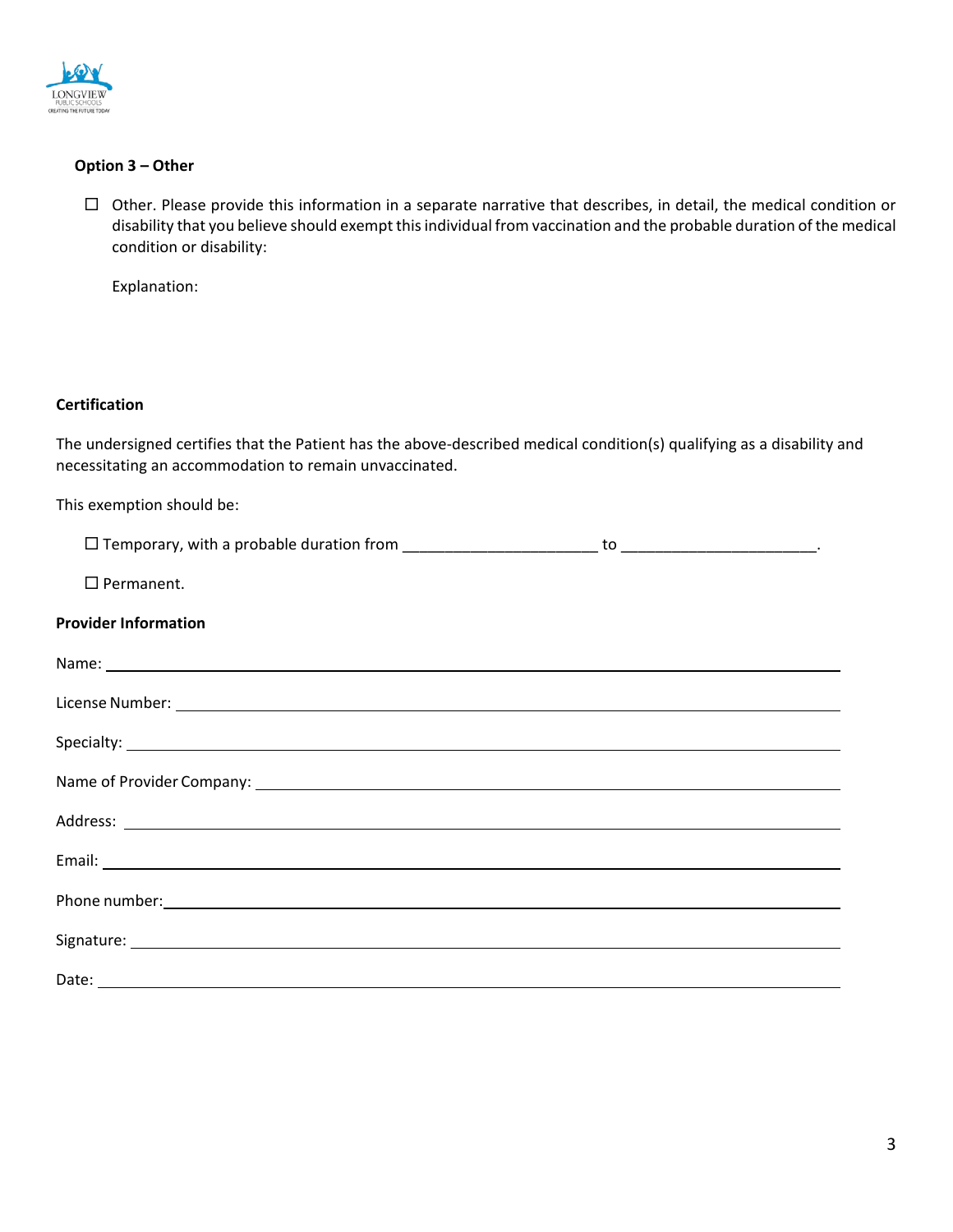**Option 3 – Other**

☐ Other. Please provide this information in a separate narrative that describes, in detail, the medical condition or disability that you believe should exempt this individual from vaccination and the probable duration of the medical condition or disability:

Explanation:

**Certification**

The undersigned certifies that the Patient has the above-described medical condition(s) qualifying as a disability and necessitating an accommodation to remain unvaccinated.

This exemption should be:

☐ Temporary, with a probable duration from ______________________ to ______________________.

☐ Permanent.

**Provider Information**

Name: ____________________________________________

License Number: ____________________________________________

Specialty: ____________________________________________

Name of Provider Company: ____________________________________________

Address: ____________________________________________

Email: ____________________________________________

Phone number: ____________________________________________

Signature: ____________________________________________

Date: ____________________________________________